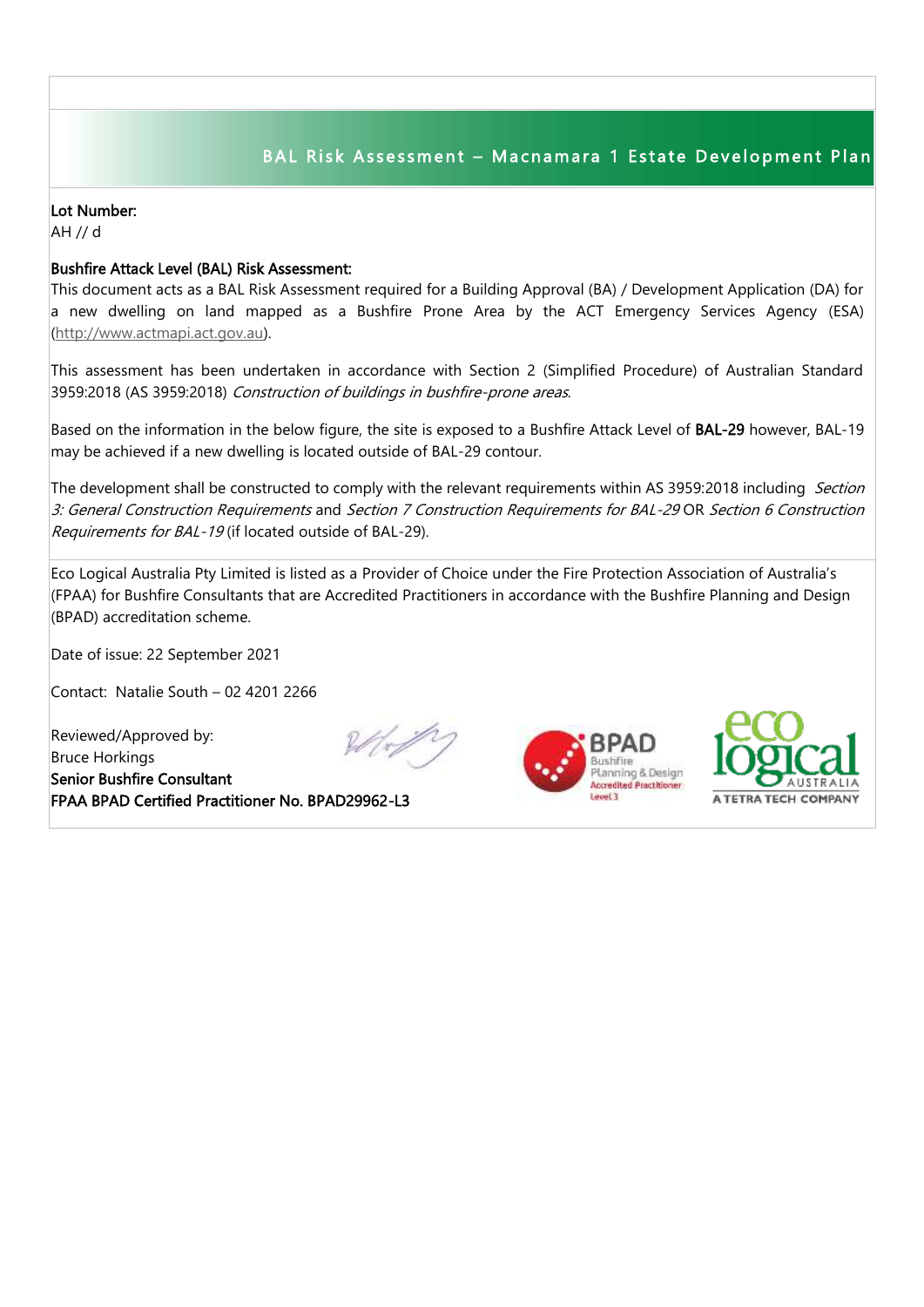## BAL Risk Assessment – Macnamara 1 Estate Development Plan

**Lot Number:**
AH // d

**Bushfire Attack Level (BAL) Risk Assessment:**
This document acts as a BAL Risk Assessment required for a Building Approval (BA) / Development Application (DA) for a new dwelling on land mapped as a Bushfire Prone Area by the ACT Emergency Services Agency (ESA) (http://www.actmapi.act.gov.au).

This assessment has been undertaken in accordance with Section 2 (Simplified Procedure) of Australian Standard 3959:2018 (AS 3959:2018) *Construction of buildings in bushfire-prone areas*.

Based on the information in the below figure, the site is exposed to a Bushfire Attack Level of **BAL-29** however, BAL-19 may be achieved if a new dwelling is located outside of BAL-29 contour.

The development shall be constructed to comply with the relevant requirements within AS 3959:2018 including *Section 3: General Construction Requirements* and *Section 7 Construction Requirements for BAL-29* OR *Section 6 Construction Requirements for BAL-19* (if located outside of BAL-29).

Eco Logical Australia Pty Limited is listed as a Provider of Choice under the Fire Protection Association of Australia's (FPAA) for Bushfire Consultants that are Accredited Practitioners in accordance with the Bushfire Planning and Design (BPAD) accreditation scheme.

Date of issue: 22 September 2021

Contact: Natalie South – 02 4201 2266

Reviewed/Approved by:
Bruce Horkings
**Senior Bushfire Consultant**
**FPAA BPAD Certified Practitioner No. BPAD29962-L3**

BPAD Bushfire Planning & Design Accredited Practitioner Level 3

eco logical AUSTRALIA A TETRA TECH COMPANY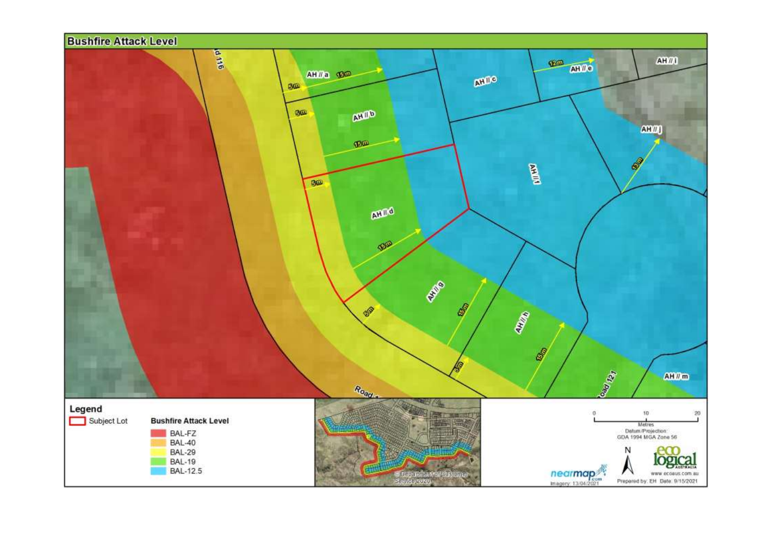# Bushfire Attack Level

AH // a
AH // b
AH // c
AH // d
AH // e
AH // f
AH // g
AH // h
AH // i
AH // j
AH // m

5 m
15 m
12 m
13 m

Road 116
Road 1
Road 121

## Legend

Subject Lot

**Bushfire Attack Level**

- BAL-FZ
- BAL-40
- BAL-29
- BAL-19
- BAL-12.5

© Department of Customer Service 2020

0 10 20
Metres
Datum/Projection:
GDA 1994 MGA Zone 56

N

nearmap.com
Imagery: 13/04/2021

eco logical AUSTRALIA
www.ecoaus.com.au
Prepared by: EH Date: 9/15/2021